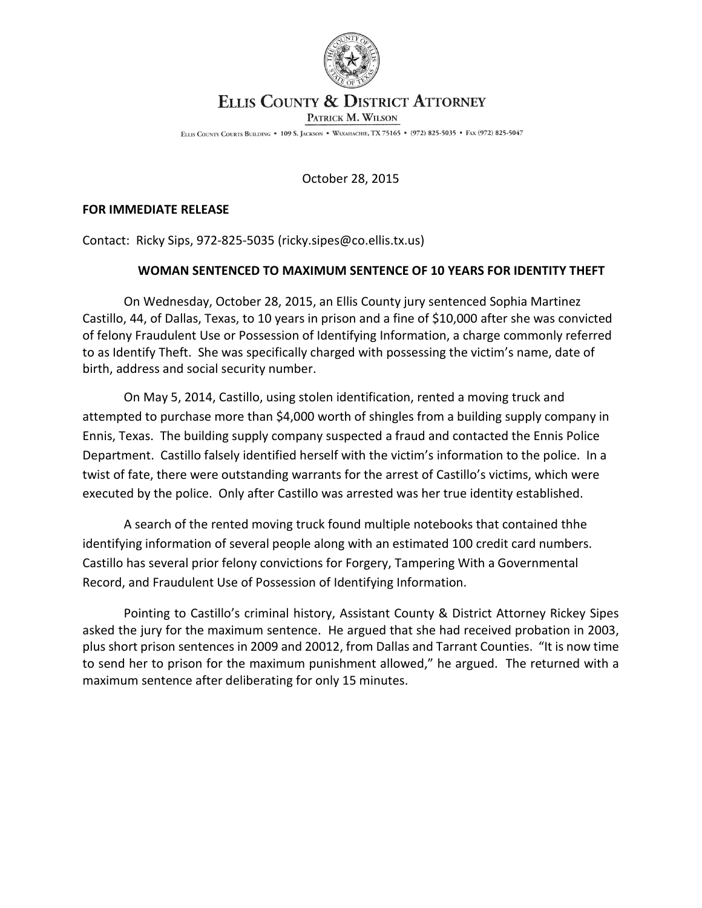# Ellis County & District Attorney

Patrick M. Wilson

Ellis County Courts Building • 109 S. Jackson • Waxahachie, TX 75165 • (972) 825-5035 • Fax (972) 825-5047

October 28, 2015

**FOR IMMEDIATE RELEASE**

Contact: Ricky Sips, 972-825-5035 (ricky.sipes@co.ellis.tx.us)

## WOMAN SENTENCED TO MAXIMUM SENTENCE OF 10 YEARS FOR IDENTITY THEFT

On Wednesday, October 28, 2015, an Ellis County jury sentenced Sophia Martinez Castillo, 44, of Dallas, Texas, to 10 years in prison and a fine of $10,000 after she was convicted of felony Fraudulent Use or Possession of Identifying Information, a charge commonly referred to as Identify Theft. She was specifically charged with possessing the victim's name, date of birth, address and social security number.

On May 5, 2014, Castillo, using stolen identification, rented a moving truck and attempted to purchase more than $4,000 worth of shingles from a building supply company in Ennis, Texas. The building supply company suspected a fraud and contacted the Ennis Police Department. Castillo falsely identified herself with the victim's information to the police. In a twist of fate, there were outstanding warrants for the arrest of Castillo's victims, which were executed by the police. Only after Castillo was arrested was her true identity established.

A search of the rented moving truck found multiple notebooks that contained thhe identifying information of several people along with an estimated 100 credit card numbers. Castillo has several prior felony convictions for Forgery, Tampering With a Governmental Record, and Fraudulent Use of Possession of Identifying Information.

Pointing to Castillo's criminal history, Assistant County & District Attorney Rickey Sipes asked the jury for the maximum sentence. He argued that she had received probation in 2003, plus short prison sentences in 2009 and 20012, from Dallas and Tarrant Counties. "It is now time to send her to prison for the maximum punishment allowed," he argued. The returned with a maximum sentence after deliberating for only 15 minutes.